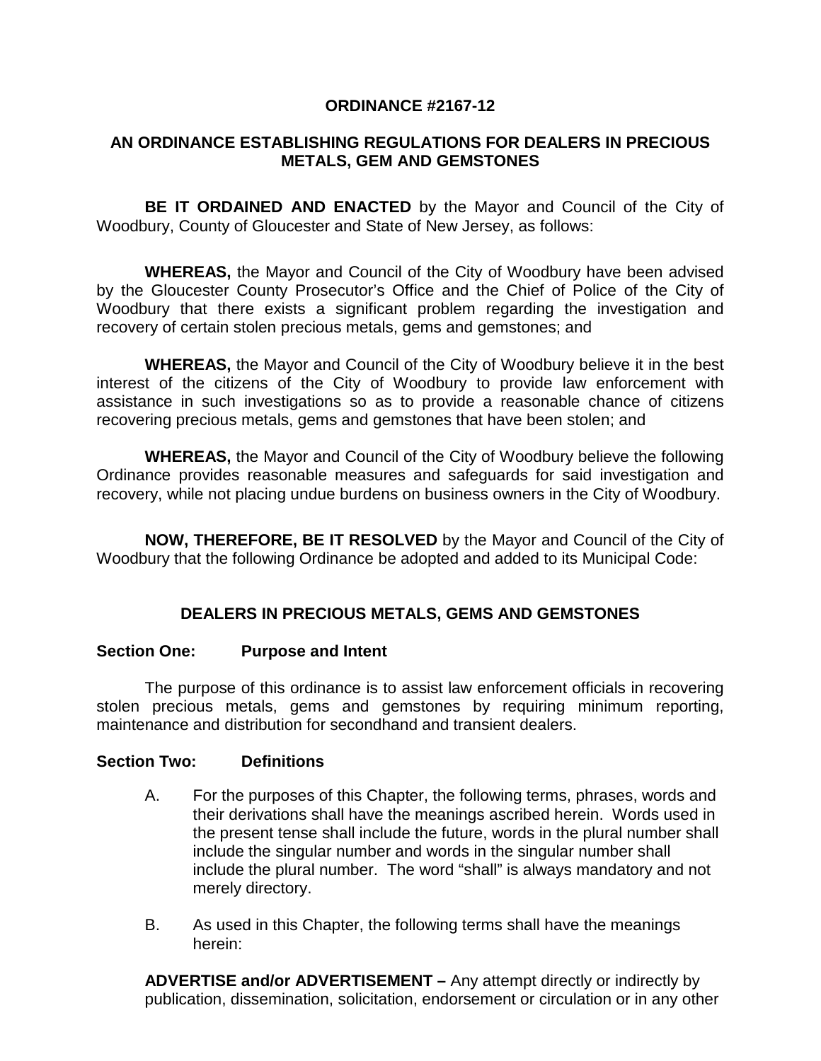# ORDINANCE #2167-12

## AN ORDINANCE ESTABLISHING REGULATIONS FOR DEALERS IN PRECIOUS METALS, GEM AND GEMSTONES

**BE IT ORDAINED AND ENACTED** by the Mayor and Council of the City of Woodbury, County of Gloucester and State of New Jersey, as follows:

**WHEREAS,** the Mayor and Council of the City of Woodbury have been advised by the Gloucester County Prosecutor's Office and the Chief of Police of the City of Woodbury that there exists a significant problem regarding the investigation and recovery of certain stolen precious metals, gems and gemstones; and

**WHEREAS,** the Mayor and Council of the City of Woodbury believe it in the best interest of the citizens of the City of Woodbury to provide law enforcement with assistance in such investigations so as to provide a reasonable chance of citizens recovering precious metals, gems and gemstones that have been stolen; and

**WHEREAS,** the Mayor and Council of the City of Woodbury believe the following Ordinance provides reasonable measures and safeguards for said investigation and recovery, while not placing undue burdens on business owners in the City of Woodbury.

**NOW, THEREFORE, BE IT RESOLVED** by the Mayor and Council of the City of Woodbury that the following Ordinance be adopted and added to its Municipal Code:

## DEALERS IN PRECIOUS METALS, GEMS AND GEMSTONES

### Section One: Purpose and Intent

The purpose of this ordinance is to assist law enforcement officials in recovering stolen precious metals, gems and gemstones by requiring minimum reporting, maintenance and distribution for secondhand and transient dealers.

### Section Two: Definitions

A. For the purposes of this Chapter, the following terms, phrases, words and their derivations shall have the meanings ascribed herein. Words used in the present tense shall include the future, words in the plural number shall include the singular number and words in the singular number shall include the plural number. The word "shall" is always mandatory and not merely directory.

B. As used in this Chapter, the following terms shall have the meanings herein:

**ADVERTISE and/or ADVERTISEMENT –** Any attempt directly or indirectly by publication, dissemination, solicitation, endorsement or circulation or in any other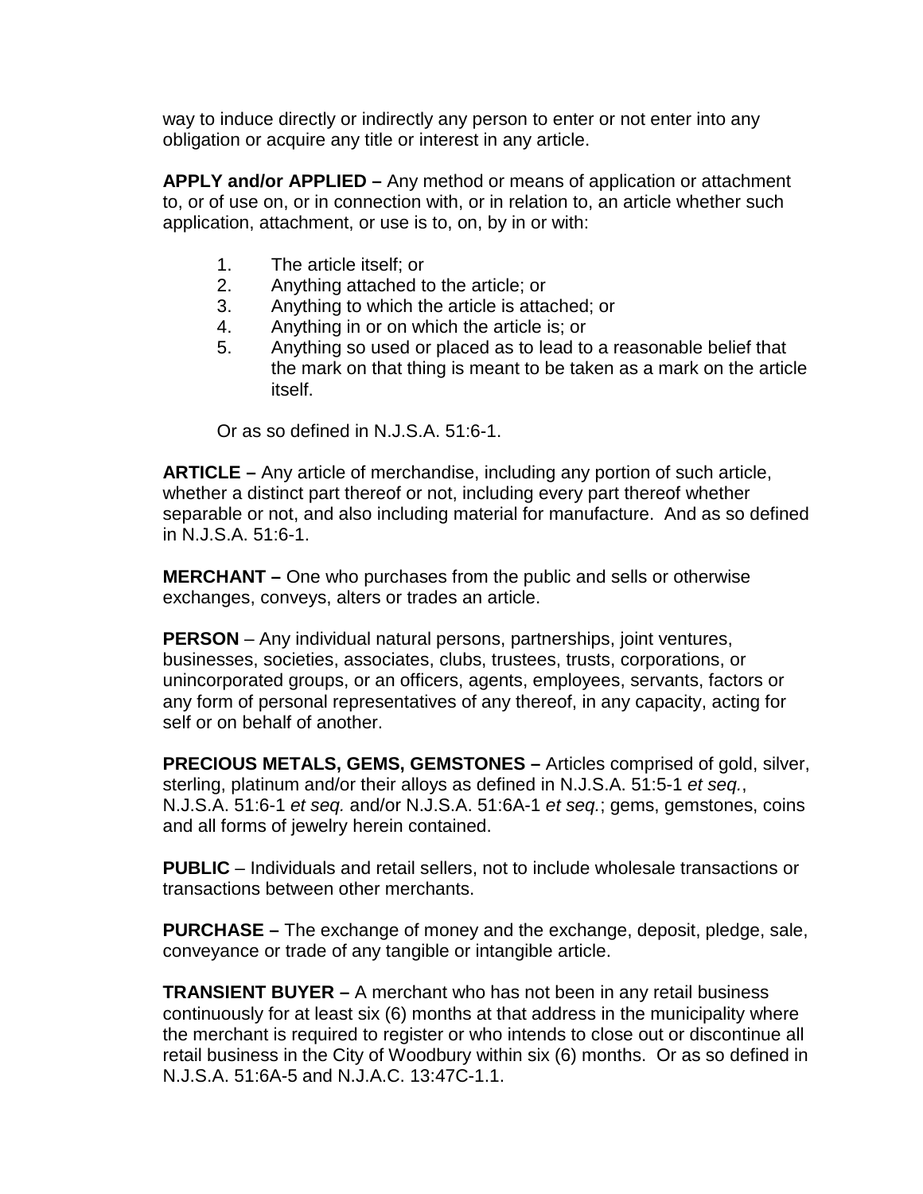way to induce directly or indirectly any person to enter or not enter into any obligation or acquire any title or interest in any article.

**APPLY and/or APPLIED –** Any method or means of application or attachment to, or of use on, or in connection with, or in relation to, an article whether such application, attachment, or use is to, on, by in or with:

1. The article itself; or
2. Anything attached to the article; or
3. Anything to which the article is attached; or
4. Anything in or on which the article is; or
5. Anything so used or placed as to lead to a reasonable belief that the mark on that thing is meant to be taken as a mark on the article itself.

Or as so defined in N.J.S.A. 51:6-1.

**ARTICLE –** Any article of merchandise, including any portion of such article, whether a distinct part thereof or not, including every part thereof whether separable or not, and also including material for manufacture. And as so defined in N.J.S.A. 51:6-1.

**MERCHANT –** One who purchases from the public and sells or otherwise exchanges, conveys, alters or trades an article.

**PERSON** – Any individual natural persons, partnerships, joint ventures, businesses, societies, associates, clubs, trustees, trusts, corporations, or unincorporated groups, or an officers, agents, employees, servants, factors or any form of personal representatives of any thereof, in any capacity, acting for self or on behalf of another.

**PRECIOUS METALS, GEMS, GEMSTONES –** Articles comprised of gold, silver, sterling, platinum and/or their alloys as defined in N.J.S.A. 51:5-1 *et seq.*, N.J.S.A. 51:6-1 *et seq.* and/or N.J.S.A. 51:6A-1 *et seq.*; gems, gemstones, coins and all forms of jewelry herein contained.

**PUBLIC** – Individuals and retail sellers, not to include wholesale transactions or transactions between other merchants.

**PURCHASE –** The exchange of money and the exchange, deposit, pledge, sale, conveyance or trade of any tangible or intangible article.

**TRANSIENT BUYER –** A merchant who has not been in any retail business continuously for at least six (6) months at that address in the municipality where the merchant is required to register or who intends to close out or discontinue all retail business in the City of Woodbury within six (6) months. Or as so defined in N.J.S.A. 51:6A-5 and N.J.A.C. 13:47C-1.1.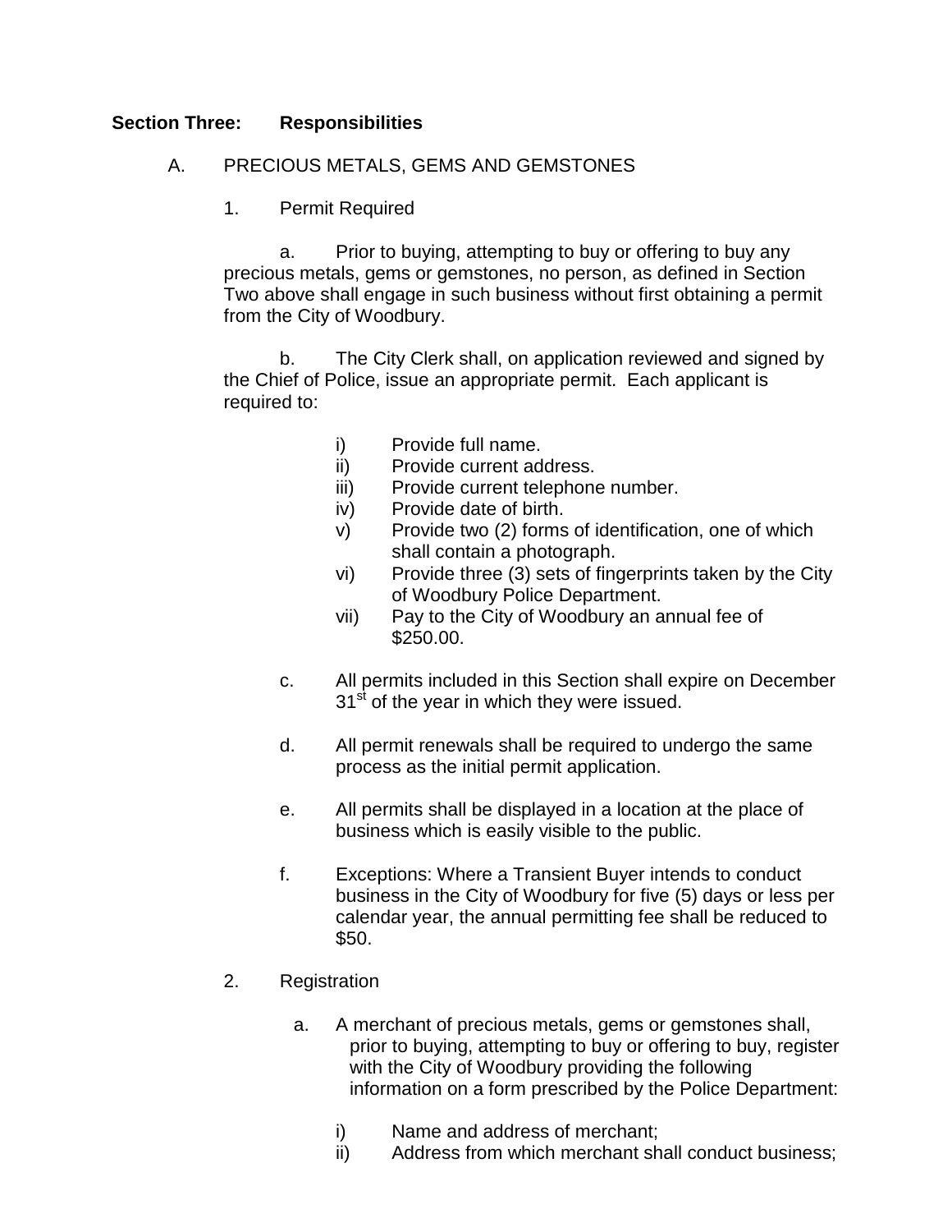## Section Three: Responsibilities

A. PRECIOUS METALS, GEMS AND GEMSTONES

1. Permit Required

a. Prior to buying, attempting to buy or offering to buy any precious metals, gems or gemstones, no person, as defined in Section Two above shall engage in such business without first obtaining a permit from the City of Woodbury.

b. The City Clerk shall, on application reviewed and signed by the Chief of Police, issue an appropriate permit. Each applicant is required to:

- i) Provide full name.
- ii) Provide current address.
- iii) Provide current telephone number.
- iv) Provide date of birth.
- v) Provide two (2) forms of identification, one of which shall contain a photograph.
- vi) Provide three (3) sets of fingerprints taken by the City of Woodbury Police Department.
- vii) Pay to the City of Woodbury an annual fee of $250.00.

c. All permits included in this Section shall expire on December 31st of the year in which they were issued.

d. All permit renewals shall be required to undergo the same process as the initial permit application.

e. All permits shall be displayed in a location at the place of business which is easily visible to the public.

f. Exceptions: Where a Transient Buyer intends to conduct business in the City of Woodbury for five (5) days or less per calendar year, the annual permitting fee shall be reduced to $50.

2. Registration

a. A merchant of precious metals, gems or gemstones shall, prior to buying, attempting to buy or offering to buy, register with the City of Woodbury providing the following information on a form prescribed by the Police Department:

- i) Name and address of merchant;
- ii) Address from which merchant shall conduct business;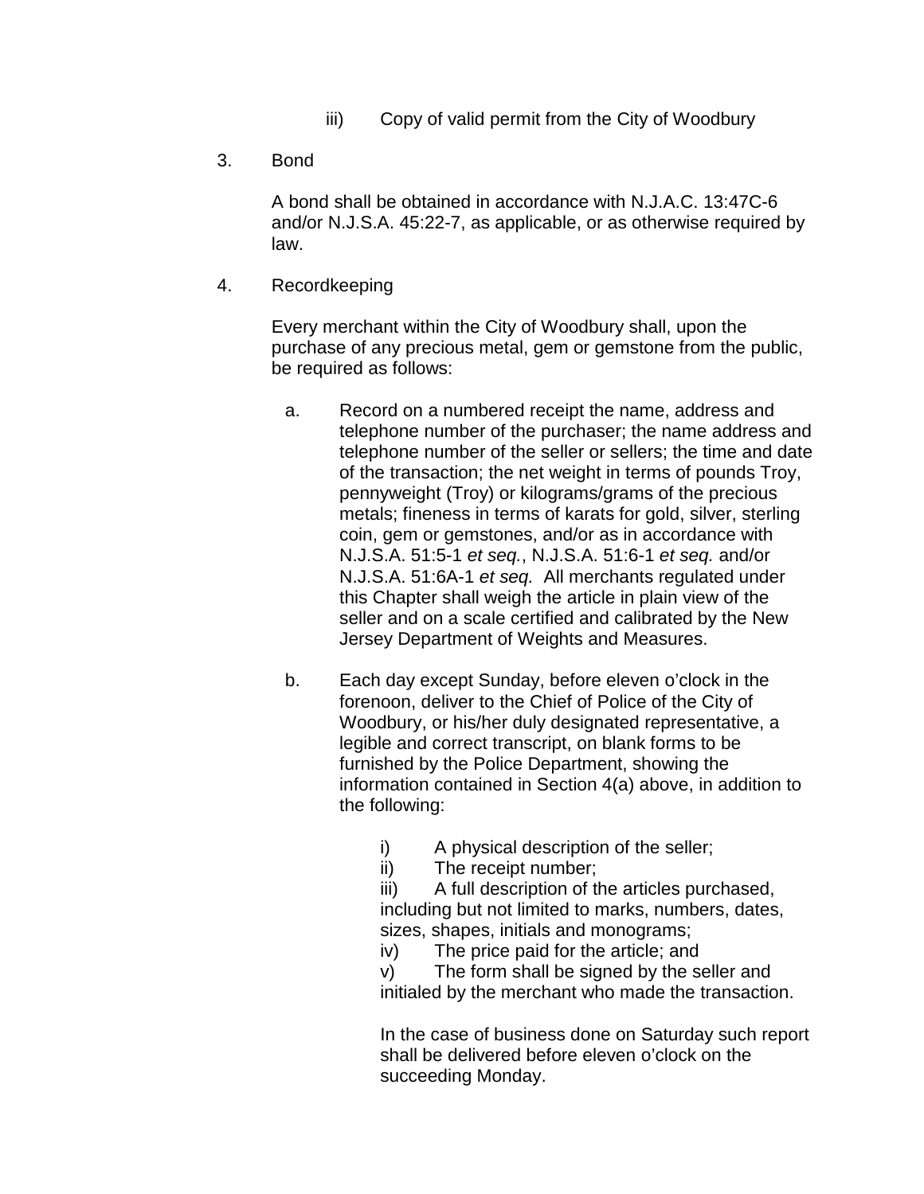iii) Copy of valid permit from the City of Woodbury

3. Bond

   A bond shall be obtained in accordance with N.J.A.C. 13:47C-6 and/or N.J.S.A. 45:22-7, as applicable, or as otherwise required by law.

4. Recordkeeping

   Every merchant within the City of Woodbury shall, upon the purchase of any precious metal, gem or gemstone from the public, be required as follows:

   a. Record on a numbered receipt the name, address and telephone number of the purchaser; the name address and telephone number of the seller or sellers; the time and date of the transaction; the net weight in terms of pounds Troy, pennyweight (Troy) or kilograms/grams of the precious metals; fineness in terms of karats for gold, silver, sterling coin, gem or gemstones, and/or as in accordance with N.J.S.A. 51:5-1 *et seq.*, N.J.S.A. 51:6-1 *et seq.* and/or N.J.S.A. 51:6A-1 *et seq.* All merchants regulated under this Chapter shall weigh the article in plain view of the seller and on a scale certified and calibrated by the New Jersey Department of Weights and Measures.

   b. Each day except Sunday, before eleven o'clock in the forenoon, deliver to the Chief of Police of the City of Woodbury, or his/her duly designated representative, a legible and correct transcript, on blank forms to be furnished by the Police Department, showing the information contained in Section 4(a) above, in addition to the following:

      i) A physical description of the seller;
      ii) The receipt number;
      iii) A full description of the articles purchased, including but not limited to marks, numbers, dates, sizes, shapes, initials and monograms;
      iv) The price paid for the article; and
      v) The form shall be signed by the seller and initialed by the merchant who made the transaction.

      In the case of business done on Saturday such report shall be delivered before eleven o'clock on the succeeding Monday.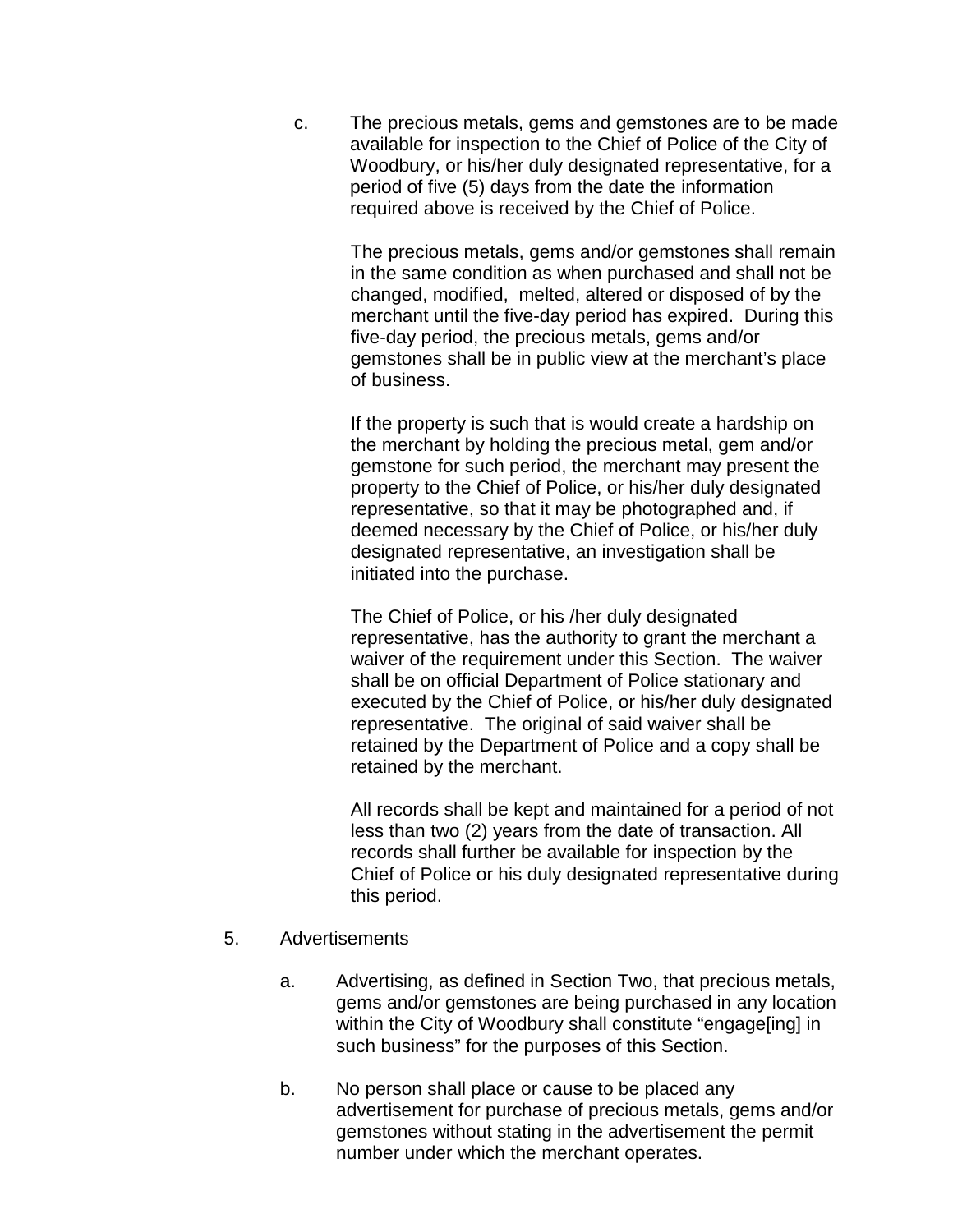c. The precious metals, gems and gemstones are to be made available for inspection to the Chief of Police of the City of Woodbury, or his/her duly designated representative, for a period of five (5) days from the date the information required above is received by the Chief of Police.

   The precious metals, gems and/or gemstones shall remain in the same condition as when purchased and shall not be changed, modified, melted, altered or disposed of by the merchant until the five-day period has expired. During this five-day period, the precious metals, gems and/or gemstones shall be in public view at the merchant's place of business.

   If the property is such that is would create a hardship on the merchant by holding the precious metal, gem and/or gemstone for such period, the merchant may present the property to the Chief of Police, or his/her duly designated representative, so that it may be photographed and, if deemed necessary by the Chief of Police, or his/her duly designated representative, an investigation shall be initiated into the purchase.

   The Chief of Police, or his /her duly designated representative, has the authority to grant the merchant a waiver of the requirement under this Section. The waiver shall be on official Department of Police stationary and executed by the Chief of Police, or his/her duly designated representative. The original of said waiver shall be retained by the Department of Police and a copy shall be retained by the merchant.

   All records shall be kept and maintained for a period of not less than two (2) years from the date of transaction. All records shall further be available for inspection by the Chief of Police or his duly designated representative during this period.

5. Advertisements

   a. Advertising, as defined in Section Two, that precious metals, gems and/or gemstones are being purchased in any location within the City of Woodbury shall constitute "engage[ing] in such business" for the purposes of this Section.

   b. No person shall place or cause to be placed any advertisement for purchase of precious metals, gems and/or gemstones without stating in the advertisement the permit number under which the merchant operates.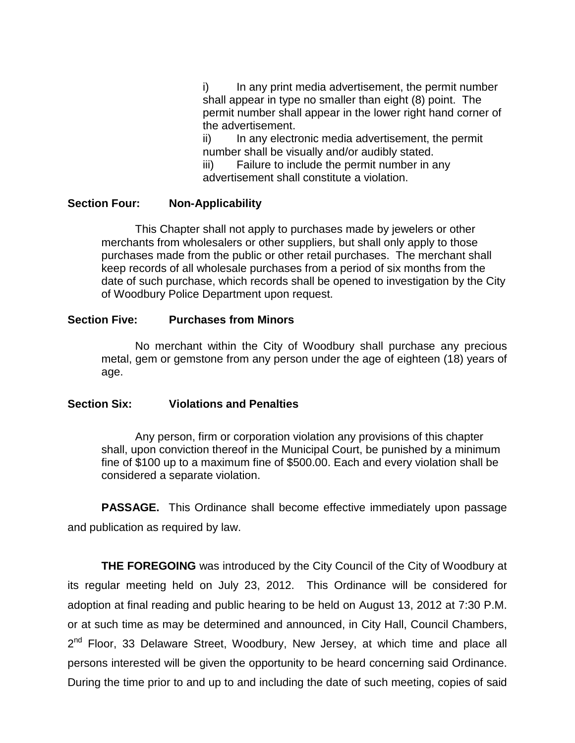i) In any print media advertisement, the permit number shall appear in type no smaller than eight (8) point. The permit number shall appear in the lower right hand corner of the advertisement.

ii) In any electronic media advertisement, the permit number shall be visually and/or audibly stated.

iii) Failure to include the permit number in any advertisement shall constitute a violation.

**Section Four: Non-Applicability**

This Chapter shall not apply to purchases made by jewelers or other merchants from wholesalers or other suppliers, but shall only apply to those purchases made from the public or other retail purchases. The merchant shall keep records of all wholesale purchases from a period of six months from the date of such purchase, which records shall be opened to investigation by the City of Woodbury Police Department upon request.

**Section Five: Purchases from Minors**

No merchant within the City of Woodbury shall purchase any precious metal, gem or gemstone from any person under the age of eighteen (18) years of age.

**Section Six: Violations and Penalties**

Any person, firm or corporation violation any provisions of this chapter shall, upon conviction thereof in the Municipal Court, be punished by a minimum fine of $100 up to a maximum fine of $500.00. Each and every violation shall be considered a separate violation.

**PASSAGE.** This Ordinance shall become effective immediately upon passage and publication as required by law.

**THE FOREGOING** was introduced by the City Council of the City of Woodbury at its regular meeting held on July 23, 2012. This Ordinance will be considered for adoption at final reading and public hearing to be held on August 13, 2012 at 7:30 P.M. or at such time as may be determined and announced, in City Hall, Council Chambers, 2nd Floor, 33 Delaware Street, Woodbury, New Jersey, at which time and place all persons interested will be given the opportunity to be heard concerning said Ordinance. During the time prior to and up to and including the date of such meeting, copies of said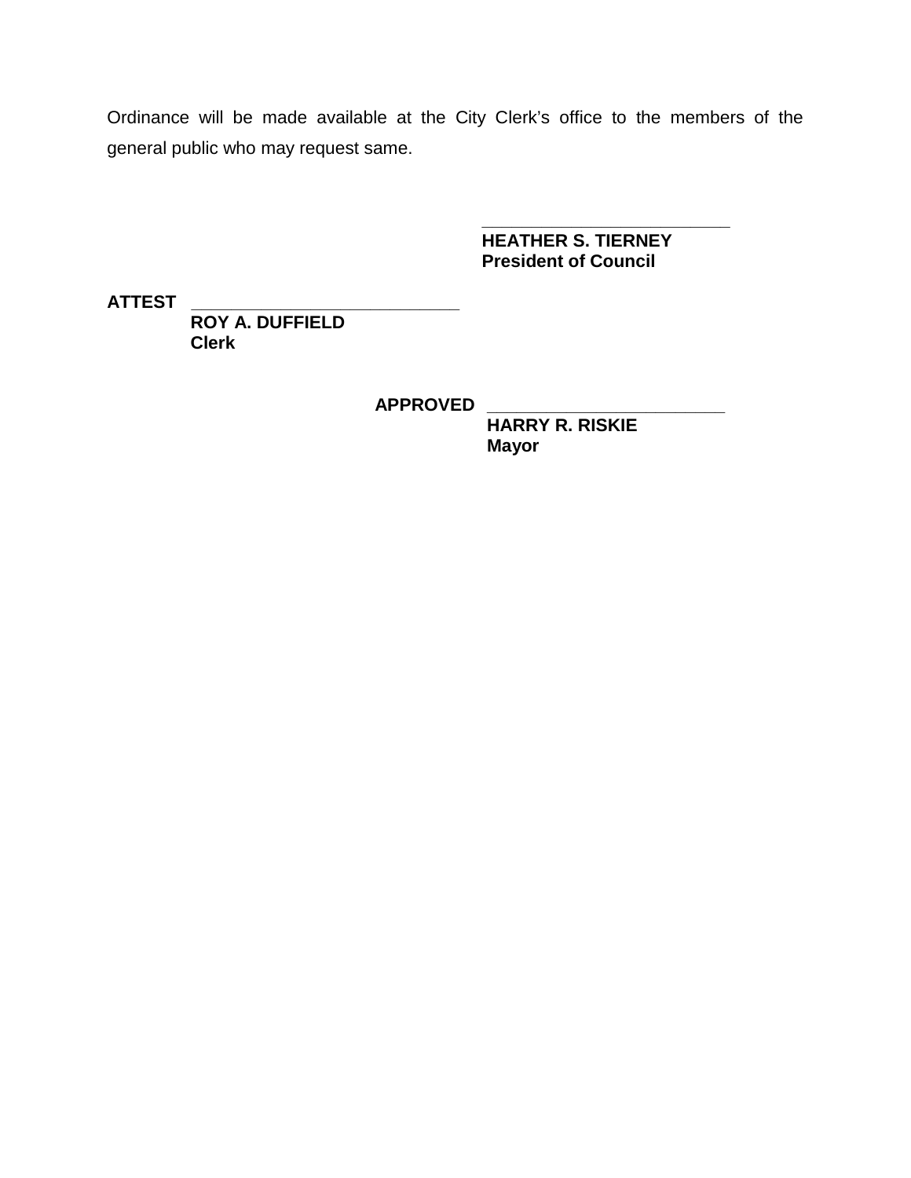Ordinance will be made available at the City Clerk's office to the members of the general public who may request same.

\_\_\_\_\_\_\_\_\_\_\_\_\_\_\_\_\_\_\_\_\_\_\_\_\_\_

**HEATHER S. TIERNEY**
**President of Council**

**ATTEST** \_\_\_\_\_\_\_\_\_\_\_\_\_\_\_\_\_\_\_\_\_\_\_\_\_\_\_\_

**ROY A. DUFFIELD**
**Clerk**

**APPROVED** \_\_\_\_\_\_\_\_\_\_\_\_\_\_\_\_\_\_\_\_\_\_\_\_\_

**HARRY R. RISKIE**
**Mayor**